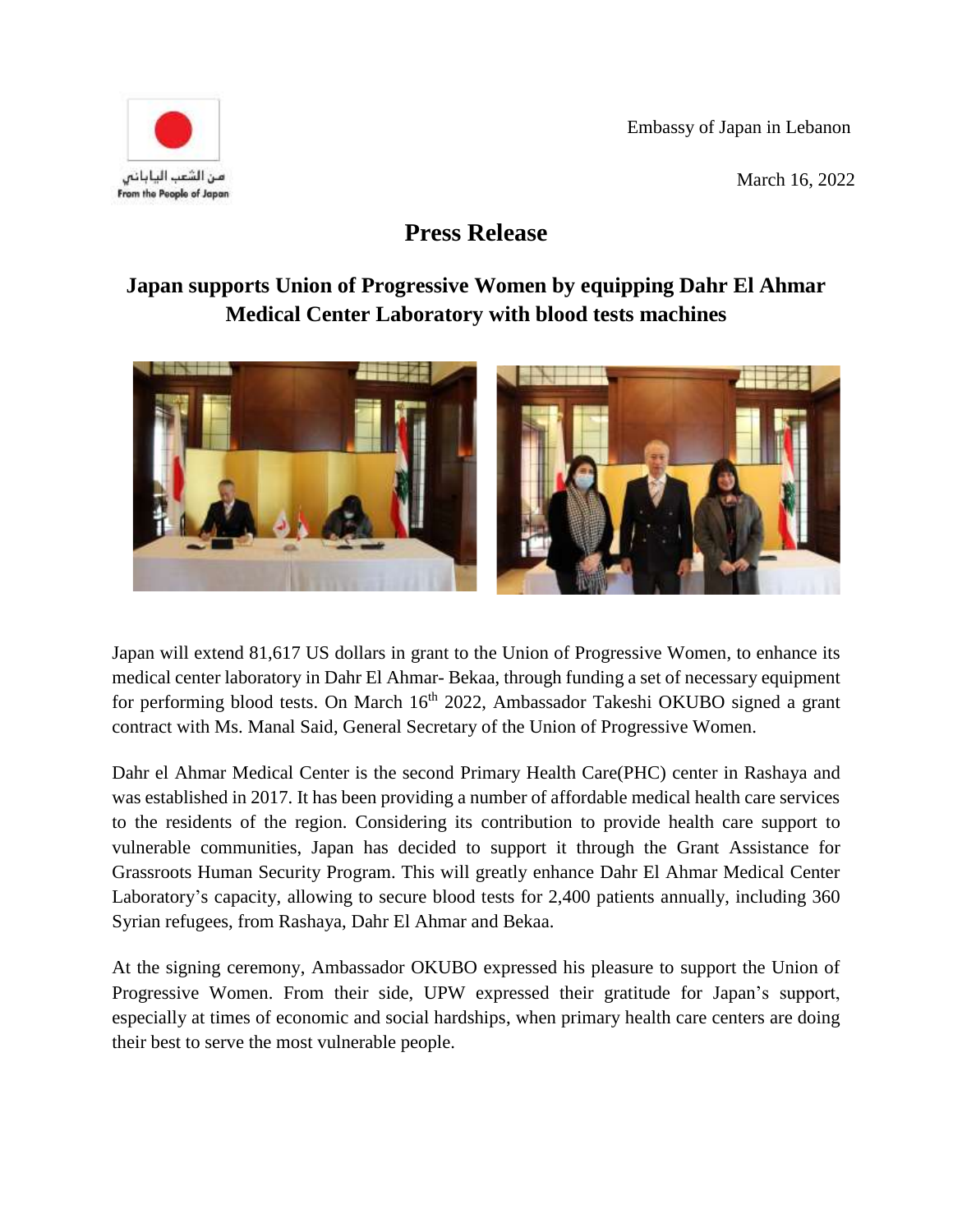من الشعب الياباني
From the People of Japan

Embassy of Japan in Lebanon

March 16, 2022

# Press Release

## Japan supports Union of Progressive Women by equipping Dahr El Ahmar Medical Center Laboratory with blood tests machines

Japan will extend 81,617 US dollars in grant to the Union of Progressive Women, to enhance its medical center laboratory in Dahr El Ahmar- Bekaa, through funding a set of necessary equipment for performing blood tests. On March 16th 2022, Ambassador Takeshi OKUBO signed a grant contract with Ms. Manal Said, General Secretary of the Union of Progressive Women.

Dahr el Ahmar Medical Center is the second Primary Health Care(PHC) center in Rashaya and was established in 2017. It has been providing a number of affordable medical health care services to the residents of the region. Considering its contribution to provide health care support to vulnerable communities, Japan has decided to support it through the Grant Assistance for Grassroots Human Security Program. This will greatly enhance Dahr El Ahmar Medical Center Laboratory's capacity, allowing to secure blood tests for 2,400 patients annually, including 360 Syrian refugees, from Rashaya, Dahr El Ahmar and Bekaa.

At the signing ceremony, Ambassador OKUBO expressed his pleasure to support the Union of Progressive Women. From their side, UPW expressed their gratitude for Japan's support, especially at times of economic and social hardships, when primary health care centers are doing their best to serve the most vulnerable people.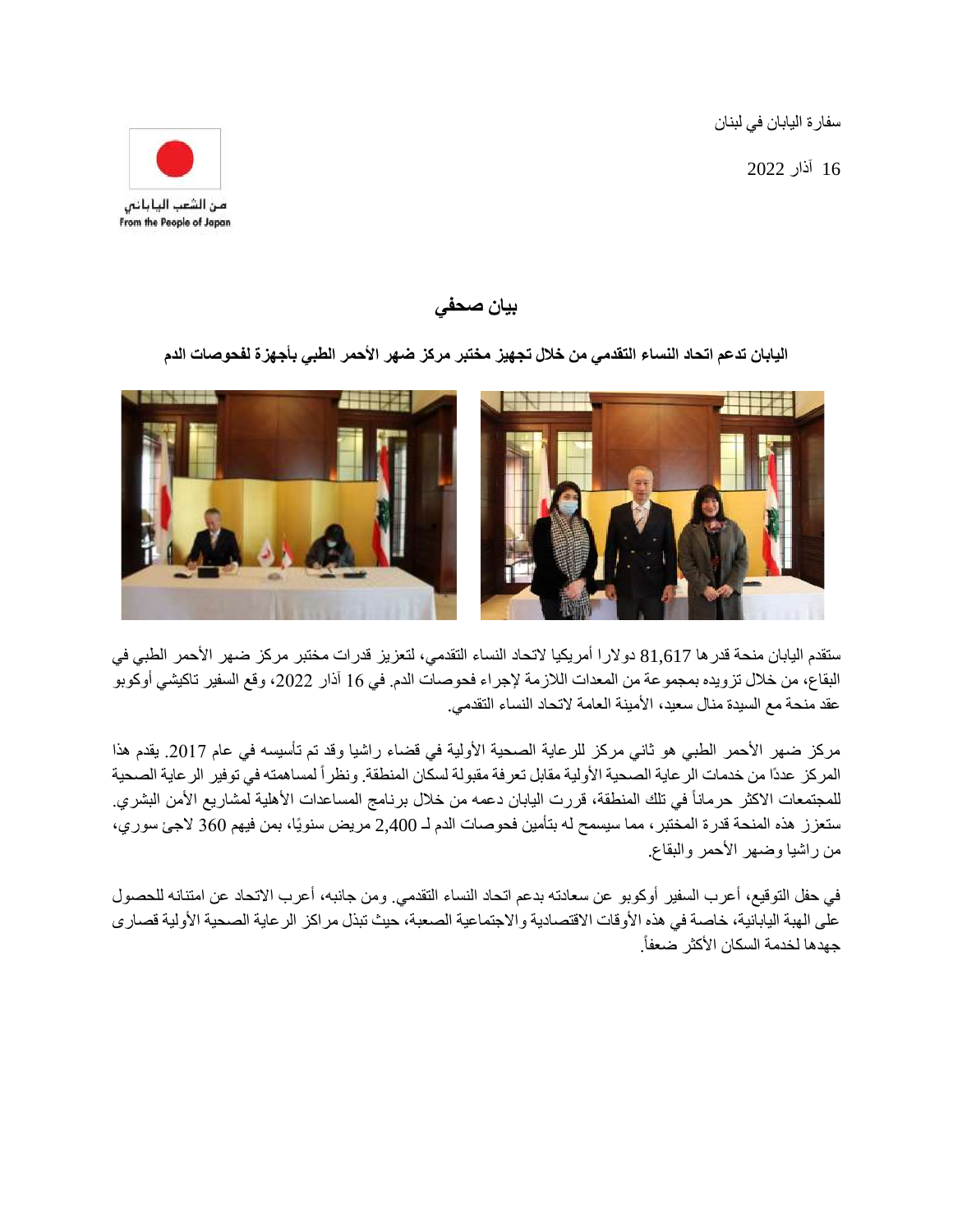سفارة اليابان في لبنان

16 آذار 2022

من الشعب الياباني
From the People of Japan

# بيان صحفي

**اليابان تدعم اتحاد النساء التقدمي من خلال تجهيز مختبر مركز ضهر الأحمر الطبي بأجهزة لفحوصات الدم**

ستقدم اليابان منحة قدرها 81,617 دولارا أمريكيا لاتحاد النساء التقدمي، لتعزيز قدرات مختبر مركز ضهر الأحمر الطبي في البقاع، من خلال تزويده بمجموعة من المعدات اللازمة لإجراء فحوصات الدم. في 16 آذار 2022، وقع السفير تاكيشي أوكوبو عقد منحة مع السيدة منال سعيد، الأمينة العامة لاتحاد النساء التقدمي.

مركز ضهر الأحمر الطبي هو ثاني مركز للرعاية الصحية الأولية في قضاء راشيا وقد تم تأسيسه في عام 2017. يقدم هذا المركز عددًا من خدمات الرعاية الصحية الأولية مقابل تعرفة مقبولة لسكان المنطقة. ونظراً لمساهمته في توفير الرعاية الصحية للمجتمعات الاكثر حرماناً في تلك المنطقة، قررت اليابان دعمه من خلال برنامج المساعدات الأهلية لمشاريع الأمن البشري. ستعزز هذه المنحة قدرة المختبر، مما سيسمح له بتأمين فحوصات الدم لـ 2,400 مريض سنويًا، بمن فيهم 360 لاجئ سوري، من راشيا وضهر الأحمر والبقاع.

في حفل التوقيع، أعرب السفير أوكوبو عن سعادته بدعم اتحاد النساء التقدمي. ومن جانبه، أعرب الاتحاد عن امتنانه للحصول على الهبة اليابانية، خاصة في هذه الأوقات الاقتصادية والاجتماعية الصعبة، حيث تبذل مراكز الرعاية الصحية الأولية قصارى جهدها لخدمة السكان الأكثر ضعفاً.